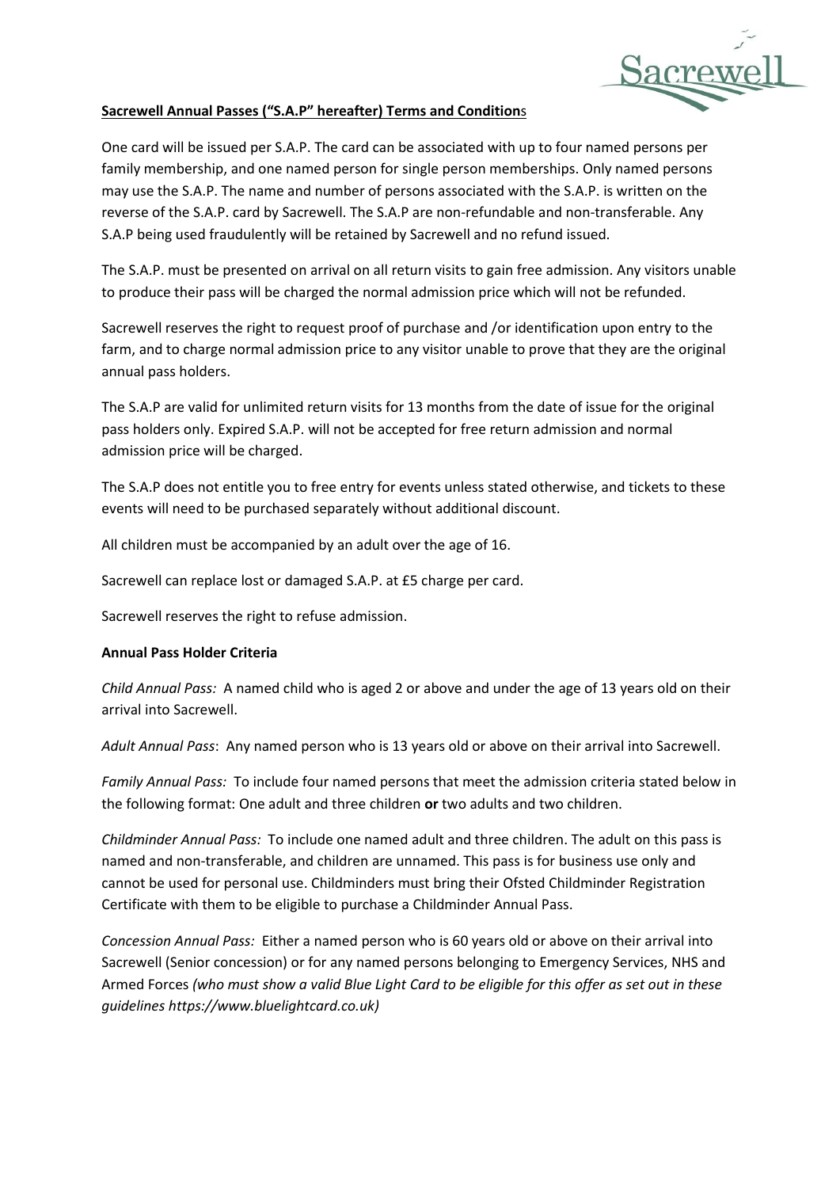## Sacrewell Annual Passes ("S.A.P" hereafter) Terms and Conditions

One card will be issued per S.A.P. The card can be associated with up to four named persons per family membership, and one named person for single person memberships. Only named persons may use the S.A.P. The name and number of persons associated with the S.A.P. is written on the reverse of the S.A.P. card by Sacrewell. The S.A.P are non-refundable and non-transferable. Any S.A.P being used fraudulently will be retained by Sacrewell and no refund issued.

The S.A.P. must be presented on arrival on all return visits to gain free admission. Any visitors unable to produce their pass will be charged the normal admission price which will not be refunded.

Sacrewell reserves the right to request proof of purchase and /or identification upon entry to the farm, and to charge normal admission price to any visitor unable to prove that they are the original annual pass holders.

The S.A.P are valid for unlimited return visits for 13 months from the date of issue for the original pass holders only. Expired S.A.P. will not be accepted for free return admission and normal admission price will be charged.

The S.A.P does not entitle you to free entry for events unless stated otherwise, and tickets to these events will need to be purchased separately without additional discount.

All children must be accompanied by an adult over the age of 16.

Sacrewell can replace lost or damaged S.A.P. at £5 charge per card.

Sacrewell reserves the right to refuse admission.

### Annual Pass Holder Criteria

*Child Annual Pass:* A named child who is aged 2 or above and under the age of 13 years old on their arrival into Sacrewell.

*Adult Annual Pass*: Any named person who is 13 years old or above on their arrival into Sacrewell.

*Family Annual Pass:* To include four named persons that meet the admission criteria stated below in the following format: One adult and three children **or** two adults and two children.

*Childminder Annual Pass:* To include one named adult and three children. The adult on this pass is named and non-transferable, and children are unnamed. This pass is for business use only and cannot be used for personal use. Childminders must bring their Ofsted Childminder Registration Certificate with them to be eligible to purchase a Childminder Annual Pass.

*Concession Annual Pass:* Either a named person who is 60 years old or above on their arrival into Sacrewell (Senior concession) or for any named persons belonging to Emergency Services, NHS and Armed Forces *(who must show a valid Blue Light Card to be eligible for this offer as set out in these guidelines https://www.bluelightcard.co.uk)*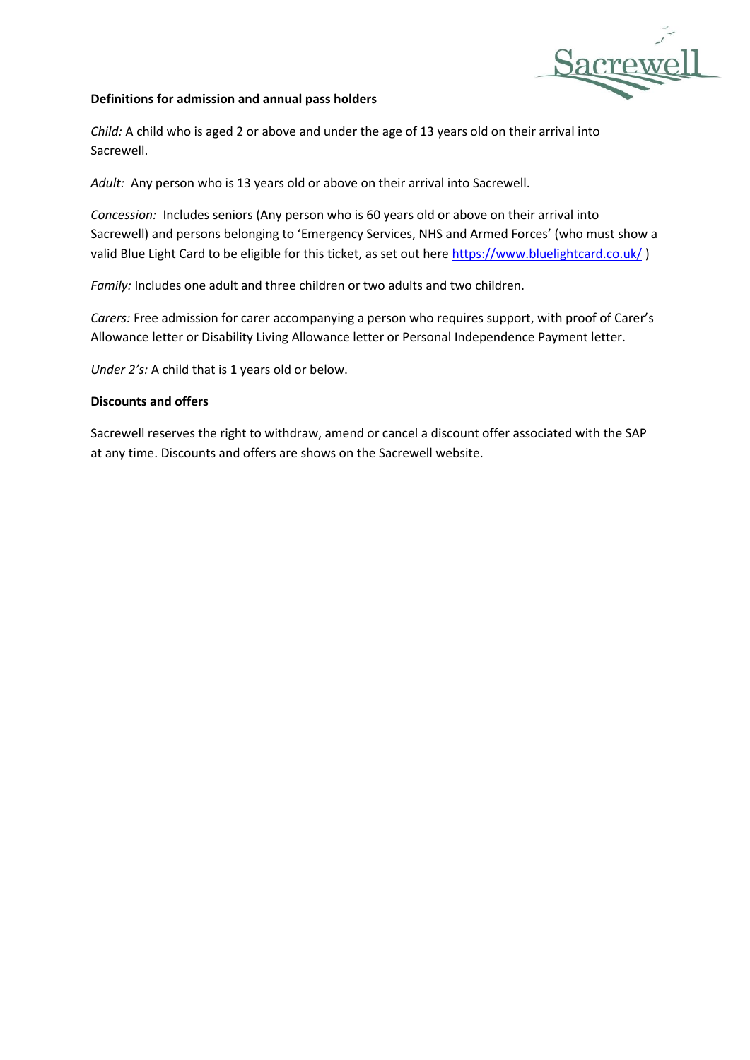**Definitions for admission and annual pass holders**

*Child:* A child who is aged 2 or above and under the age of 13 years old on their arrival into Sacrewell.

*Adult:* Any person who is 13 years old or above on their arrival into Sacrewell.

*Concession:* Includes seniors (Any person who is 60 years old or above on their arrival into Sacrewell) and persons belonging to 'Emergency Services, NHS and Armed Forces' (who must show a valid Blue Light Card to be eligible for this ticket, as set out here https://www.bluelightcard.co.uk/ )

*Family:* Includes one adult and three children or two adults and two children.

*Carers:* Free admission for carer accompanying a person who requires support, with proof of Carer's Allowance letter or Disability Living Allowance letter or Personal Independence Payment letter.

*Under 2's:* A child that is 1 years old or below.

**Discounts and offers**

Sacrewell reserves the right to withdraw, amend or cancel a discount offer associated with the SAP at any time. Discounts and offers are shows on the Sacrewell website.